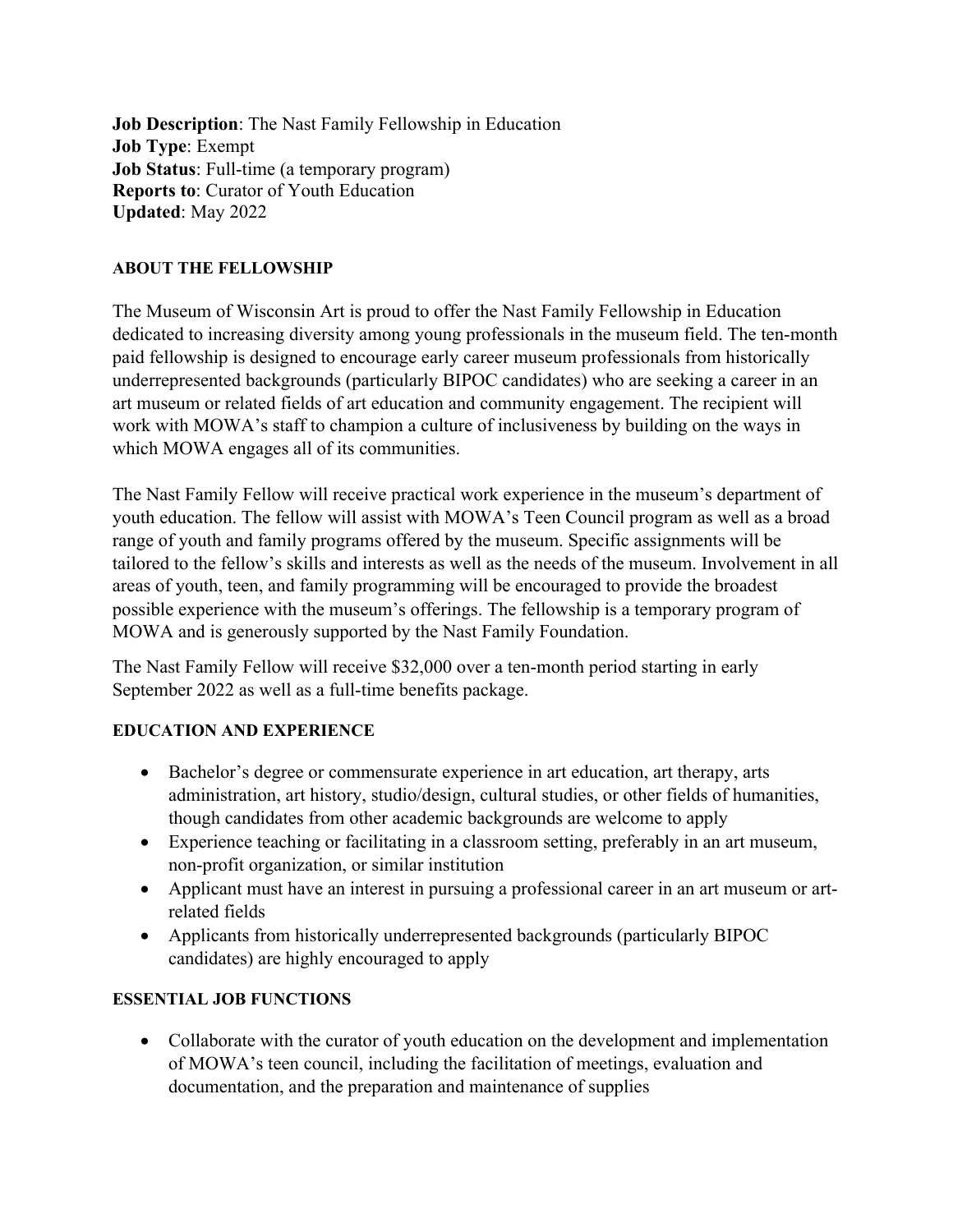**Job Description**: The Nast Family Fellowship in Education
**Job Type**: Exempt
**Job Status**: Full-time (a temporary program)
**Reports to**: Curator of Youth Education
**Updated**: May 2022

## ABOUT THE FELLOWSHIP

The Museum of Wisconsin Art is proud to offer the Nast Family Fellowship in Education dedicated to increasing diversity among young professionals in the museum field. The ten-month paid fellowship is designed to encourage early career museum professionals from historically underrepresented backgrounds (particularly BIPOC candidates) who are seeking a career in an art museum or related fields of art education and community engagement. The recipient will work with MOWA's staff to champion a culture of inclusiveness by building on the ways in which MOWA engages all of its communities.

The Nast Family Fellow will receive practical work experience in the museum's department of youth education. The fellow will assist with MOWA's Teen Council program as well as a broad range of youth and family programs offered by the museum. Specific assignments will be tailored to the fellow's skills and interests as well as the needs of the museum. Involvement in all areas of youth, teen, and family programming will be encouraged to provide the broadest possible experience with the museum's offerings. The fellowship is a temporary program of MOWA and is generously supported by the Nast Family Foundation.

The Nast Family Fellow will receive $32,000 over a ten-month period starting in early September 2022 as well as a full-time benefits package.

## EDUCATION AND EXPERIENCE

- Bachelor's degree or commensurate experience in art education, art therapy, arts administration, art history, studio/design, cultural studies, or other fields of humanities, though candidates from other academic backgrounds are welcome to apply
- Experience teaching or facilitating in a classroom setting, preferably in an art museum, non-profit organization, or similar institution
- Applicant must have an interest in pursuing a professional career in an art museum or art-related fields
- Applicants from historically underrepresented backgrounds (particularly BIPOC candidates) are highly encouraged to apply

## ESSENTIAL JOB FUNCTIONS

- Collaborate with the curator of youth education on the development and implementation of MOWA's teen council, including the facilitation of meetings, evaluation and documentation, and the preparation and maintenance of supplies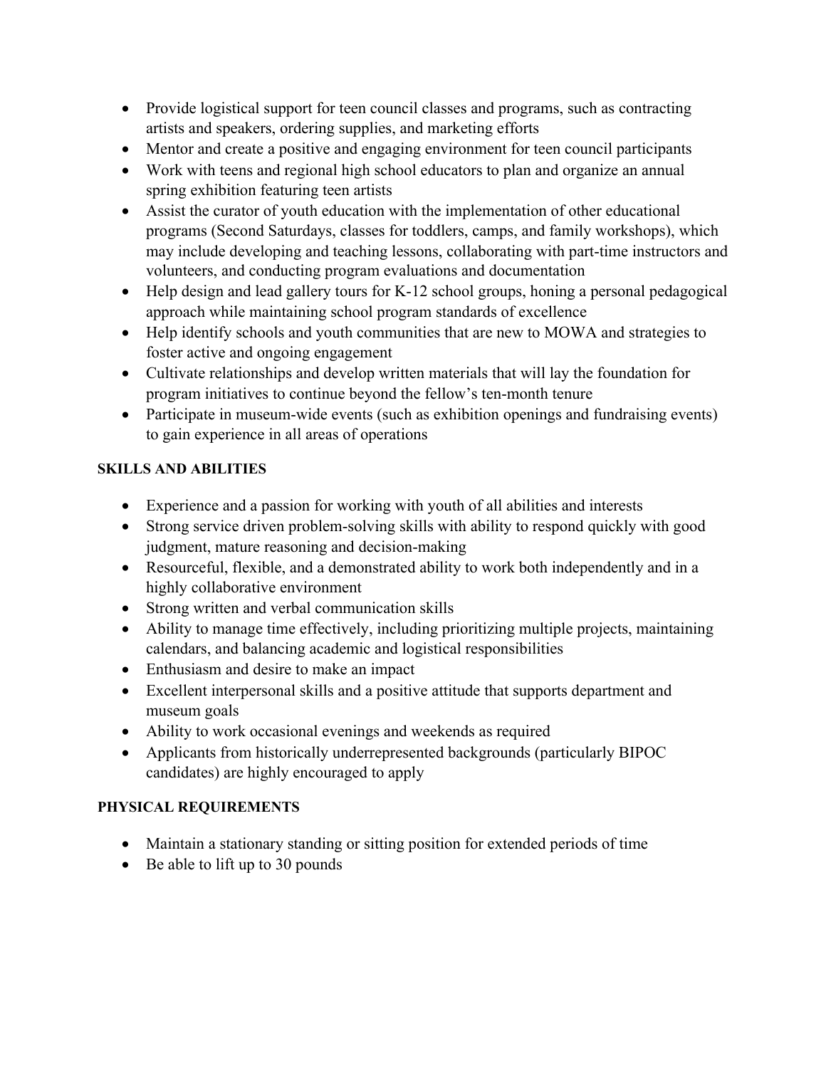- Provide logistical support for teen council classes and programs, such as contracting artists and speakers, ordering supplies, and marketing efforts
- Mentor and create a positive and engaging environment for teen council participants
- Work with teens and regional high school educators to plan and organize an annual spring exhibition featuring teen artists
- Assist the curator of youth education with the implementation of other educational programs (Second Saturdays, classes for toddlers, camps, and family workshops), which may include developing and teaching lessons, collaborating with part-time instructors and volunteers, and conducting program evaluations and documentation
- Help design and lead gallery tours for K-12 school groups, honing a personal pedagogical approach while maintaining school program standards of excellence
- Help identify schools and youth communities that are new to MOWA and strategies to foster active and ongoing engagement
- Cultivate relationships and develop written materials that will lay the foundation for program initiatives to continue beyond the fellow's ten-month tenure
- Participate in museum-wide events (such as exhibition openings and fundraising events) to gain experience in all areas of operations

**SKILLS AND ABILITIES**

- Experience and a passion for working with youth of all abilities and interests
- Strong service driven problem-solving skills with ability to respond quickly with good judgment, mature reasoning and decision-making
- Resourceful, flexible, and a demonstrated ability to work both independently and in a highly collaborative environment
- Strong written and verbal communication skills
- Ability to manage time effectively, including prioritizing multiple projects, maintaining calendars, and balancing academic and logistical responsibilities
- Enthusiasm and desire to make an impact
- Excellent interpersonal skills and a positive attitude that supports department and museum goals
- Ability to work occasional evenings and weekends as required
- Applicants from historically underrepresented backgrounds (particularly BIPOC candidates) are highly encouraged to apply

**PHYSICAL REQUIREMENTS**

- Maintain a stationary standing or sitting position for extended periods of time
- Be able to lift up to 30 pounds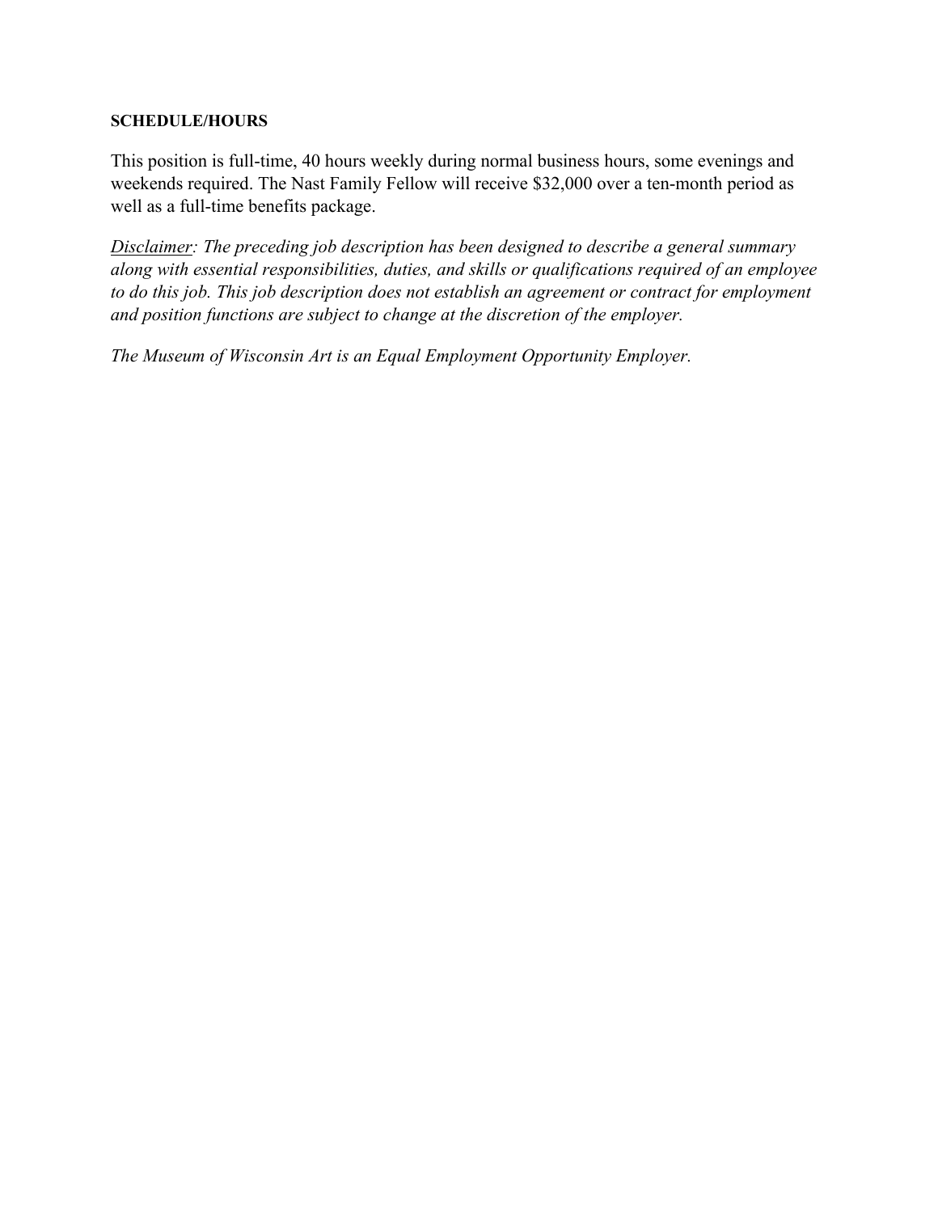**SCHEDULE/HOURS**

This position is full-time, 40 hours weekly during normal business hours, some evenings and weekends required. The Nast Family Fellow will receive $32,000 over a ten-month period as well as a full-time benefits package.

*Disclaimer: The preceding job description has been designed to describe a general summary along with essential responsibilities, duties, and skills or qualifications required of an employee to do this job. This job description does not establish an agreement or contract for employment and position functions are subject to change at the discretion of the employer.*

*The Museum of Wisconsin Art is an Equal Employment Opportunity Employer.*